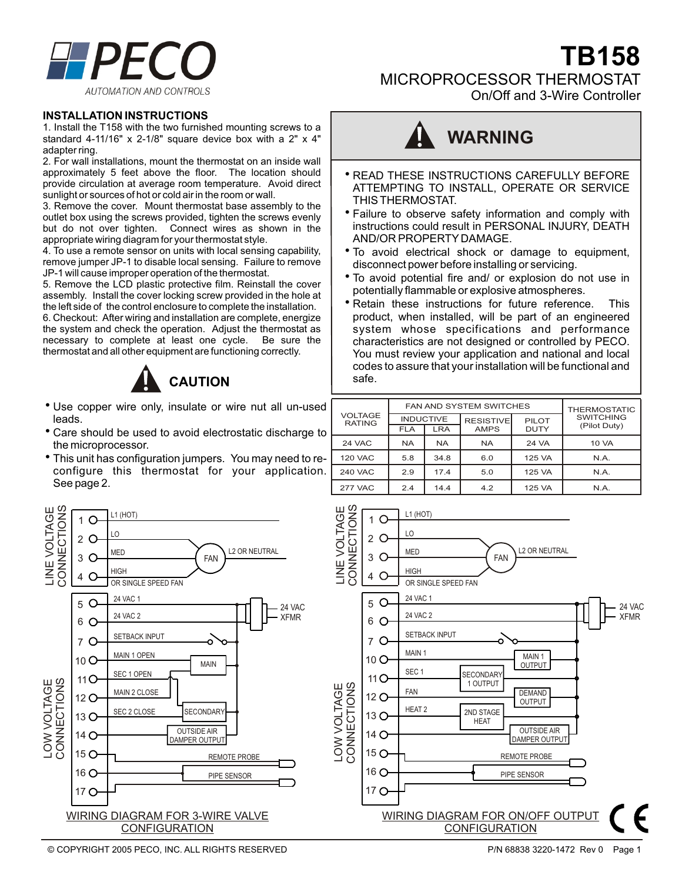# PECO

AUTOMATION AND CONTROLS

# TB158

## MICROPROCESSOR THERMOSTAT

On/Off and 3-Wire Controller

## INSTALLATION INSTRUCTIONS

1. Install the T158 with the two furnished mounting screws to a standard 4-11/16" x 2-1/8" square device box with a 2" x 4" adapter ring.
2. For wall installations, mount the thermostat on an inside wall approximately 5 feet above the floor. The location should provide circulation at average room temperature. Avoid direct sunlight or sources of hot or cold air in the room or wall.
3. Remove the cover. Mount thermostat base assembly to the outlet box using the screws provided, tighten the screws evenly but do not over tighten. Connect wires as shown in the appropriate wiring diagram for your thermostat style.
4. To use a remote sensor on units with local sensing capability, remove jumper JP-1 to disable local sensing. Failure to remove JP-1 will cause improper operation of the thermostat.
5. Remove the LCD plastic protective film. Reinstall the cover assembly. Install the cover locking screw provided in the hole at the left side of the control enclosure to complete the installation.
6. Checkout: After wiring and installation are complete, energize the system and check the operation. Adjust the thermostat as necessary to complete at least one cycle. Be sure the thermostat and all other equipment are functioning correctly.

## CAUTION

- Use copper wire only, insulate or wire nut all un-used leads.
- Care should be used to avoid electrostatic discharge to the microprocessor.
- This unit has configuration jumpers. You may need to re-configure this thermostat for your application. See page 2.

## WARNING

- READ THESE INSTRUCTIONS CAREFULLY BEFORE ATTEMPTING TO INSTALL, OPERATE OR SERVICE THIS THERMOSTAT.
- Failure to observe safety information and comply with instructions could result in PERSONAL INJURY, DEATH AND/OR PROPERTY DAMAGE.
- To avoid electrical shock or damage to equipment, disconnect power before installing or servicing.
- To avoid potential fire and/ or explosion do not use in potentially flammable or explosive atmospheres.
- Retain these instructions for future reference. This product, when installed, will be part of an engineered system whose specifications and performance characteristics are not designed or controlled by PECO. You must review your application and national and local codes to assure that your installation will be functional and safe.

| VOLTAGE RATING | FAN AND SYSTEM SWITCHES | | | | THERMOSTATIC SWITCHING (Pilot Duty) |
|---|---|---|---|---|---|
| | INDUCTIVE | | RESISTIVE AMPS | PILOT DUTY | |
| | FLA | LRA | | | |
| 24 VAC | NA | NA | NA | 24 VA | 10 VA |
| 120 VAC | 5.8 | 34.8 | 6.0 | 125 VA | N.A. |
| 240 VAC | 2.9 | 17.4 | 5.0 | 125 VA | N.A. |
| 277 VAC | 2.4 | 14.4 | 4.2 | 125 VA | N.A. |

### WIRING DIAGRAM FOR 3-WIRE VALVE CONFIGURATION

LINE VOLTAGE CONNECTIONS:
- 1 — L1 (HOT)
- 2 — LO
- 3 — MED
- 4 — HIGH OR SINGLE SPEED FAN
- FAN — L2 OR NEUTRAL

LOW VOLTAGE CONNECTIONS:
- 5 — 24 VAC 1 (24 VAC XFMR)
- 6 — 24 VAC 2
- 7 — SETBACK INPUT
- 10 — MAIN 1 OPEN (MAIN)
- 11 — SEC 1 OPEN
- 12 — MAIN 2 CLOSE
- 13 — SEC 2 CLOSE (SECONDARY)
- 14 — OUTSIDE AIR DAMPER OUTPUT
- 15 — REMOTE PROBE
- 16 — PIPE SENSOR
- 17

### WIRING DIAGRAM FOR ON/OFF OUTPUT CONFIGURATION

LINE VOLTAGE CONNECTIONS:
- 1 — L1 (HOT)
- 2 — LO
- 3 — MED
- 4 — HIGH OR SINGLE SPEED FAN
- FAN — L2 OR NEUTRAL

LOW VOLTAGE CONNECTIONS:
- 5 — 24 VAC 1 (24 VAC XFMR)
- 6 — 24 VAC 2
- 7 — SETBACK INPUT
- 10 — MAIN 1 (MAIN 1 OUTPUT)
- 11 — SEC 1 (SECONDARY 1 OUTPUT)
- 12 — FAN (DEMAND OUTPUT)
- 13 — HEAT 2 (2ND STAGE HEAT)
- 14 — OUTSIDE AIR DAMPER OUTPUT
- 15 — REMOTE PROBE
- 16 — PIPE SENSOR
- 17

© COPYRIGHT 2005 PECO, INC. ALL RIGHTS RESERVED

P/N 68838 3220-1472 Rev 0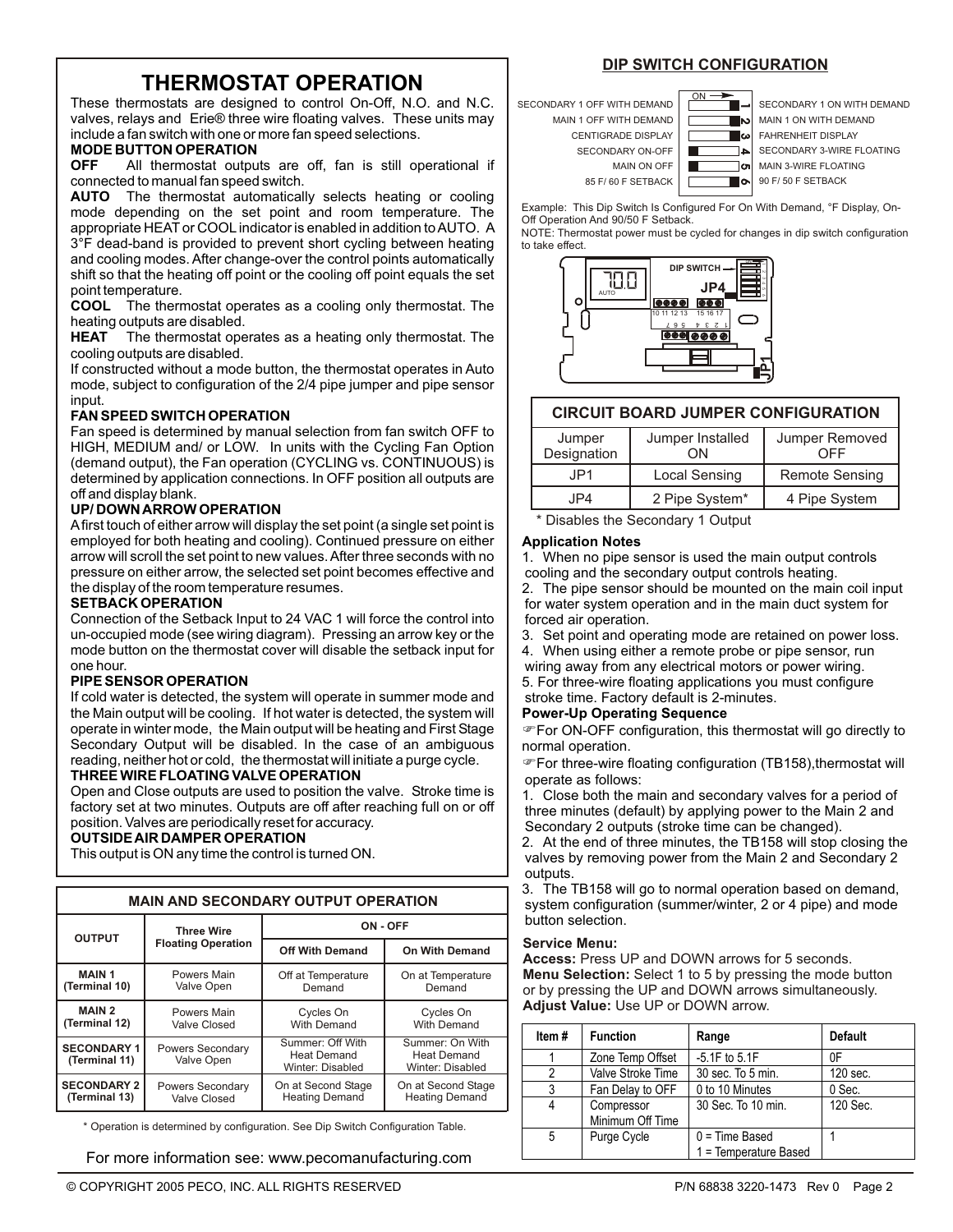# THERMOSTAT OPERATION

These thermostats are designed to control On-Off, N.O. and N.C. valves, relays and Erie® three wire floating valves. These units may include a fan switch with one or more fan speed selections.

### MODE BUTTON OPERATION

**OFF** All thermostat outputs are off, fan is still operational if connected to manual fan speed switch.

**AUTO** The thermostat automatically selects heating or cooling mode depending on the set point and room temperature. The appropriate HEAT or COOL indicator is enabled in addition to AUTO. A 3°F dead-band is provided to prevent short cycling between heating and cooling modes. After change-over the control points automatically shift so that the heating off point or the cooling off point equals the set point temperature.

**COOL** The thermostat operates as a cooling only thermostat. The heating outputs are disabled.

**HEAT** The thermostat operates as a heating only thermostat. The cooling outputs are disabled.

If constructed without a mode button, the thermostat operates in Auto mode, subject to configuration of the 2/4 pipe jumper and pipe sensor input.

### FAN SPEED SWITCH OPERATION

Fan speed is determined by manual selection from fan switch OFF to HIGH, MEDIUM and/ or LOW. In units with the Cycling Fan Option (demand output), the Fan operation (CYCLING vs. CONTINUOUS) is determined by application connections. In OFF position all outputs are off and display blank.

### UP/ DOWN ARROW OPERATION

A first touch of either arrow will display the set point (a single set point is employed for both heating and cooling). Continued pressure on either arrow will scroll the set point to new values. After three seconds with no pressure on either arrow, the selected set point becomes effective and the display of the room temperature resumes.

### SETBACK OPERATION

Connection of the Setback Input to 24 VAC 1 will force the control into un-occupied mode (see wiring diagram). Pressing an arrow key or the mode button on the thermostat cover will disable the setback input for one hour.

### PIPE SENSOR OPERATION

If cold water is detected, the system will operate in summer mode and the Main output will be cooling. If hot water is detected, the system will operate in winter mode, the Main output will be heating and First Stage Secondary Output will be disabled. In the case of an ambiguous reading, neither hot or cold, the thermostat will initiate a purge cycle.

### THREE WIRE FLOATING VALVE OPERATION

Open and Close outputs are used to position the valve. Stroke time is factory set at two minutes. Outputs are off after reaching full on or off position. Valves are periodically reset for accuracy.

### OUTSIDE AIR DAMPER OPERATION

This output is ON any time the control is turned ON.

## MAIN AND SECONDARY OUTPUT OPERATION

| OUTPUT | Three Wire Floating Operation | ON - OFF | |
|---|---|---|---|
| | | Off With Demand | On With Demand |
| MAIN 1 (Terminal 10) | Powers Main Valve Open | Off at Temperature Demand | On at Temperature Demand |
| MAIN 2 (Terminal 12) | Powers Main Valve Closed | Cycles On With Demand | Cycles On With Demand |
| SECONDARY 1 (Terminal 11) | Powers Secondary Valve Open | Summer: Off With Heat Demand Winter: Disabled | Summer: On With Heat Demand Winter: Disabled |
| SECONDARY 2 (Terminal 13) | Powers Secondary Valve Closed | On at Second Stage Heating Demand | On at Second Stage Heating Demand |

\* Operation is determined by configuration. See Dip Switch Configuration Table.

For more information see: www.pecomanufacturing.com

## DIP SWITCH CONFIGURATION

ON →

| Off position | Switch | On position |
|---|---|---|
| SECONDARY 1 OFF WITH DEMAND | 1 | SECONDARY 1 ON WITH DEMAND |
| MAIN 1 OFF WITH DEMAND | 2 | MAIN 1 ON WITH DEMAND |
| CENTIGRADE DISPLAY | 3 | FAHRENHEIT DISPLAY |
| SECONDARY ON-OFF | 4 | SECONDARY 3-WIRE FLOATING |
| MAIN ON OFF | 5 | MAIN 3-WIRE FLOATING |
| 85 F/ 60 F SETBACK | 6 | 90 F/ 50 F SETBACK |

Example: This Dip Switch Is Configured For On With Demand, °F Display, On-Off Operation And 90/50 F Setback.

NOTE: Thermostat power must be cycled for changes in dip switch configuration to take effect.

70.0
AUTO
DIP SWITCH
JP4
10 11 12 13 15 16 17
7 6 5 4 3 2 1
JP1

## CIRCUIT BOARD JUMPER CONFIGURATION

| Jumper Designation | Jumper Installed ON | Jumper Removed OFF |
|---|---|---|
| JP1 | Local Sensing | Remote Sensing |
| JP4 | 2 Pipe System* | 4 Pipe System |

\* Disables the Secondary 1 Output

### Application Notes

1. When no pipe sensor is used the main output controls cooling and the secondary output controls heating.
2. The pipe sensor should be mounted on the main coil input for water system operation and in the main duct system for forced air operation.
3. Set point and operating mode are retained on power loss.
4. When using either a remote probe or pipe sensor, run wiring away from any electrical motors or power wiring.
5. For three-wire floating applications you must configure stroke time. Factory default is 2-minutes.

### Power-Up Operating Sequence

☞For ON-OFF configuration, this thermostat will go directly to normal operation.

☞For three-wire floating configuration (TB158),thermostat will operate as follows:

1. Close both the main and secondary valves for a period of three minutes (default) by applying power to the Main 2 and Secondary 2 outputs (stroke time can be changed).
2. At the end of three minutes, the TB158 will stop closing the valves by removing power from the Main 2 and Secondary 2 outputs.
3. The TB158 will go to normal operation based on demand, system configuration (summer/winter, 2 or 4 pipe) and mode button selection.

### Service Menu:

**Access:** Press UP and DOWN arrows for 5 seconds.
**Menu Selection:** Select 1 to 5 by pressing the mode button or by pressing the UP and DOWN arrows simultaneously.
**Adjust Value:** Use UP or DOWN arrow.

| Item # | Function | Range | Default |
|---|---|---|---|
| 1 | Zone Temp Offset | -5.1F to 5.1F | 0F |
| 2 | Valve Stroke Time | 30 sec. To 5 min. | 120 sec. |
| 3 | Fan Delay to OFF | 0 to 10 Minutes | 0 Sec. |
| 4 | Compressor Minimum Off Time | 30 Sec. To 10 min. | 120 Sec. |
| 5 | Purge Cycle | 0 = Time Based 1 = Temperature Based | 1 |

© COPYRIGHT 2005 PECO, INC. ALL RIGHTS RESERVED — P/N 68838 3220-1473 Rev 0